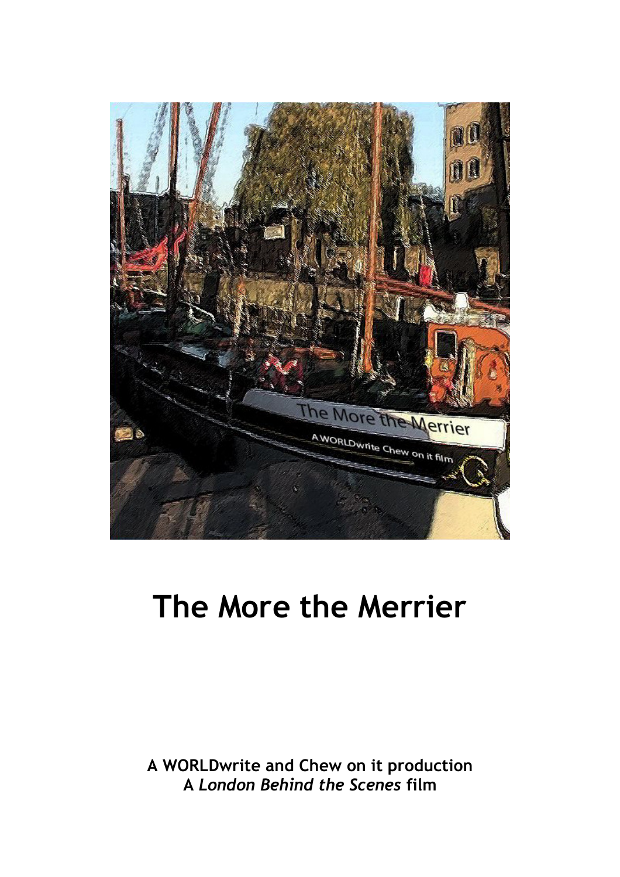# The More the Merrier

**A WORLDwrite and Chew on it production**
**A *London Behind the Scenes* film**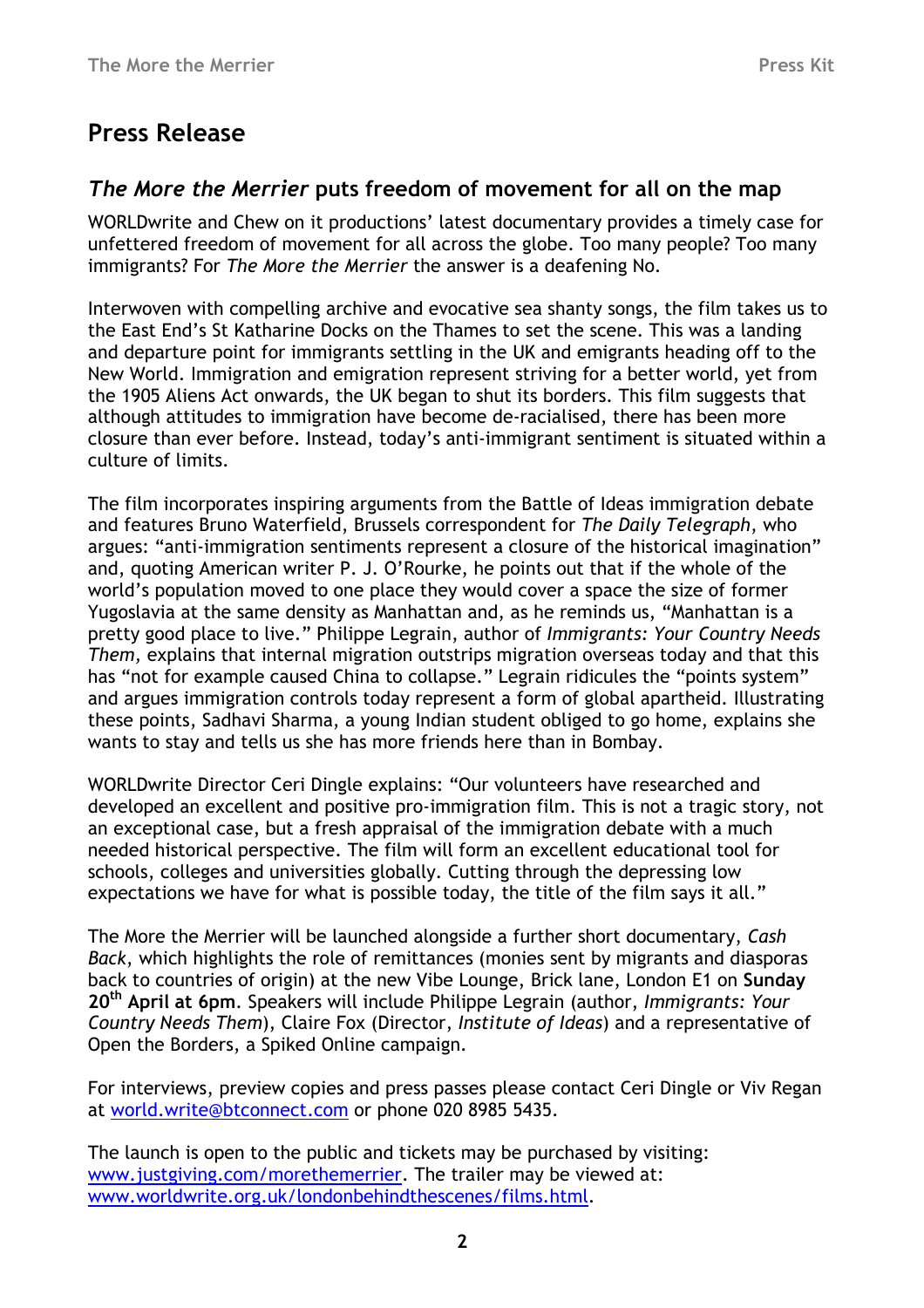# Press Release

## *The More the Merrier* puts freedom of movement for all on the map

WORLDwrite and Chew on it productions' latest documentary provides a timely case for unfettered freedom of movement for all across the globe. Too many people? Too many immigrants? For *The More the Merrier* the answer is a deafening No.

Interwoven with compelling archive and evocative sea shanty songs, the film takes us to the East End's St Katharine Docks on the Thames to set the scene. This was a landing and departure point for immigrants settling in the UK and emigrants heading off to the New World. Immigration and emigration represent striving for a better world, yet from the 1905 Aliens Act onwards, the UK began to shut its borders. This film suggests that although attitudes to immigration have become de-racialised, there has been more closure than ever before. Instead, today's anti-immigrant sentiment is situated within a culture of limits.

The film incorporates inspiring arguments from the Battle of Ideas immigration debate and features Bruno Waterfield, Brussels correspondent for *The Daily Telegraph*, who argues: "anti-immigration sentiments represent a closure of the historical imagination" and, quoting American writer P. J. O'Rourke, he points out that if the whole of the world's population moved to one place they would cover a space the size of former Yugoslavia at the same density as Manhattan and, as he reminds us, "Manhattan is a pretty good place to live." Philippe Legrain, author of *Immigrants: Your Country Needs Them,* explains that internal migration outstrips migration overseas today and that this has "not for example caused China to collapse." Legrain ridicules the "points system" and argues immigration controls today represent a form of global apartheid. Illustrating these points, Sadhavi Sharma, a young Indian student obliged to go home, explains she wants to stay and tells us she has more friends here than in Bombay.

WORLDwrite Director Ceri Dingle explains: "Our volunteers have researched and developed an excellent and positive pro-immigration film. This is not a tragic story, not an exceptional case, but a fresh appraisal of the immigration debate with a much needed historical perspective. The film will form an excellent educational tool for schools, colleges and universities globally. Cutting through the depressing low expectations we have for what is possible today, the title of the film says it all."

The More the Merrier will be launched alongside a further short documentary, *Cash Back*, which highlights the role of remittances (monies sent by migrants and diasporas back to countries of origin) at the new Vibe Lounge, Brick lane, London E1 on **Sunday 20th April at 6pm**. Speakers will include Philippe Legrain (author, *Immigrants: Your Country Needs Them*), Claire Fox (Director, *Institute of Ideas*) and a representative of Open the Borders, a Spiked Online campaign.

For interviews, preview copies and press passes please contact Ceri Dingle or Viv Regan at world.write@btconnect.com or phone 020 8985 5435.

The launch is open to the public and tickets may be purchased by visiting: www.justgiving.com/morethemerrier. The trailer may be viewed at: www.worldwrite.org.uk/londonbehindthescenes/films.html.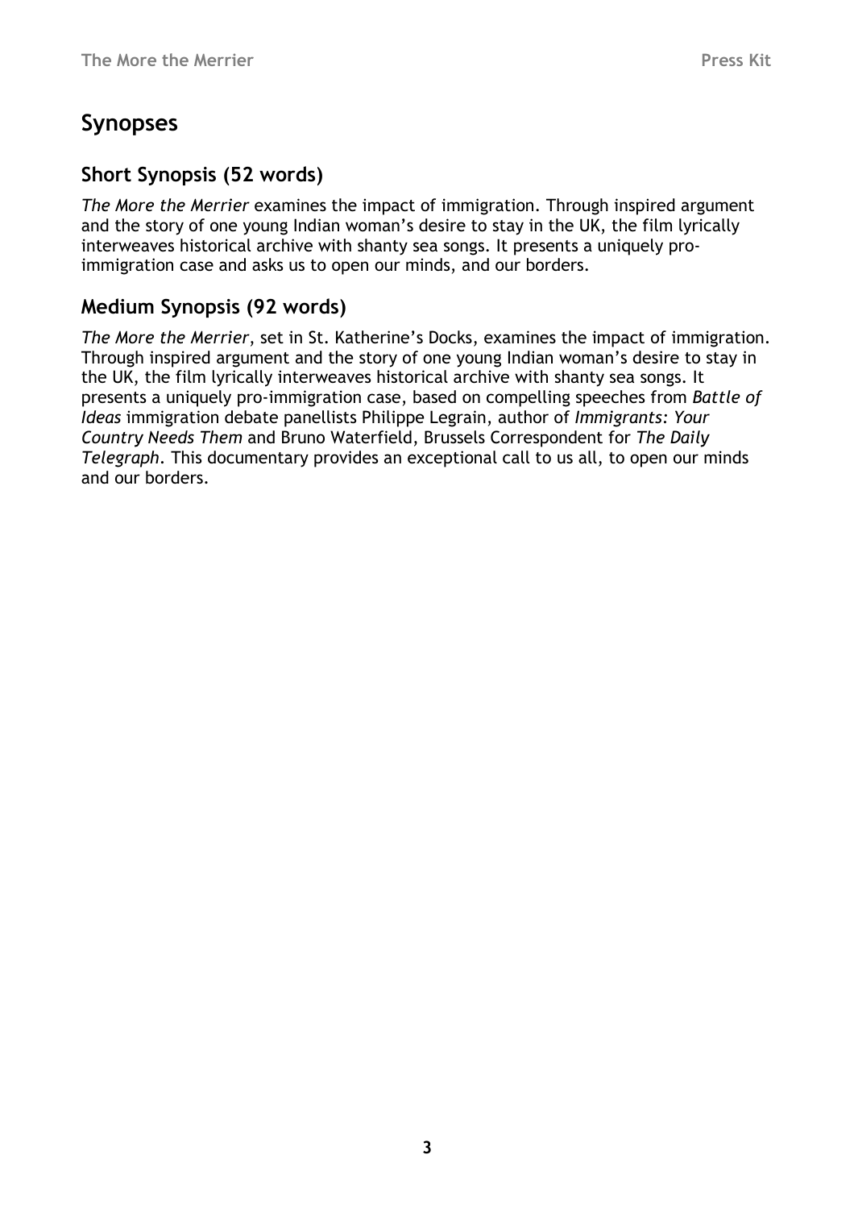# Synopses

## Short Synopsis (52 words)

*The More the Merrier* examines the impact of immigration. Through inspired argument and the story of one young Indian woman's desire to stay in the UK, the film lyrically interweaves historical archive with shanty sea songs. It presents a uniquely pro-immigration case and asks us to open our minds, and our borders.

## Medium Synopsis (92 words)

*The More the Merrier*, set in St. Katherine's Docks, examines the impact of immigration. Through inspired argument and the story of one young Indian woman's desire to stay in the UK, the film lyrically interweaves historical archive with shanty sea songs. It presents a uniquely pro-immigration case, based on compelling speeches from *Battle of Ideas* immigration debate panellists Philippe Legrain, author of *Immigrants: Your Country Needs Them* and Bruno Waterfield, Brussels Correspondent for *The Daily Telegraph*. This documentary provides an exceptional call to us all, to open our minds and our borders.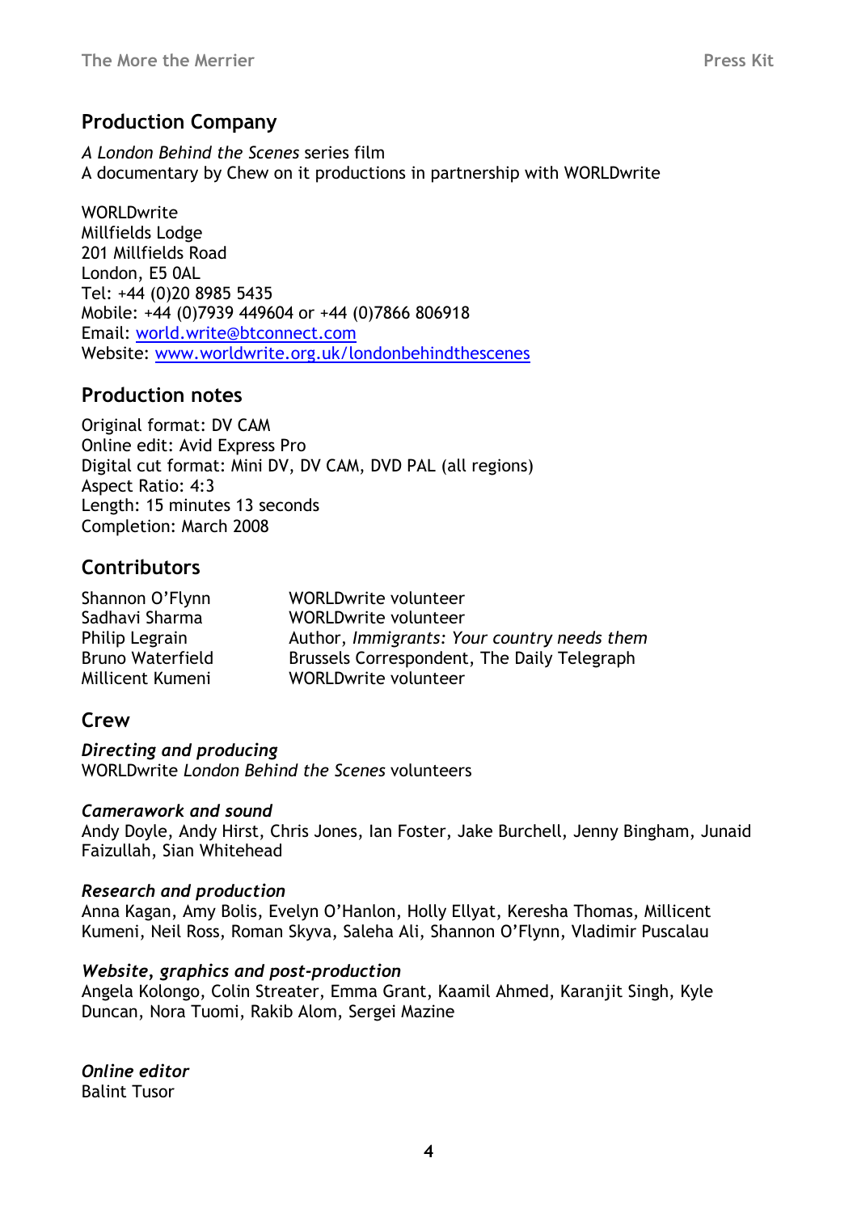## Production Company

*A London Behind the Scenes* series film
A documentary by Chew on it productions in partnership with WORLDwrite

WORLDwrite
Millfields Lodge
201 Millfields Road
London, E5 0AL
Tel: +44 (0)20 8985 5435
Mobile: +44 (0)7939 449604 or +44 (0)7866 806918
Email: [world.write@btconnect.com](mailto:world.write@btconnect.com)
Website: [www.worldwrite.org.uk/londonbehindthescenes](http://www.worldwrite.org.uk/londonbehindthescenes)

## Production notes

Original format: DV CAM
Online edit: Avid Express Pro
Digital cut format: Mini DV, DV CAM, DVD PAL (all regions)
Aspect Ratio: 4:3
Length: 15 minutes 13 seconds
Completion: March 2008

## Contributors

| | |
|---|---|
| Shannon O'Flynn | WORLDwrite volunteer |
| Sadhavi Sharma | WORLDwrite volunteer |
| Philip Legrain | Author, *Immigrants: Your country needs them* |
| Bruno Waterfield | Brussels Correspondent, The Daily Telegraph |
| Millicent Kumeni | WORLDwrite volunteer |

## Crew

***Directing and producing***
WORLDwrite *London Behind the Scenes* volunteers

***Camerawork and sound***
Andy Doyle, Andy Hirst, Chris Jones, Ian Foster, Jake Burchell, Jenny Bingham, Junaid Faizullah, Sian Whitehead

***Research and production***
Anna Kagan, Amy Bolis, Evelyn O'Hanlon, Holly Ellyat, Keresha Thomas, Millicent Kumeni, Neil Ross, Roman Skyva, Saleha Ali, Shannon O'Flynn, Vladimir Puscalau

***Website, graphics and post-production***
Angela Kolongo, Colin Streater, Emma Grant, Kaamil Ahmed, Karanjit Singh, Kyle Duncan, Nora Tuomi, Rakib Alom, Sergei Mazine

***Online editor***
Balint Tusor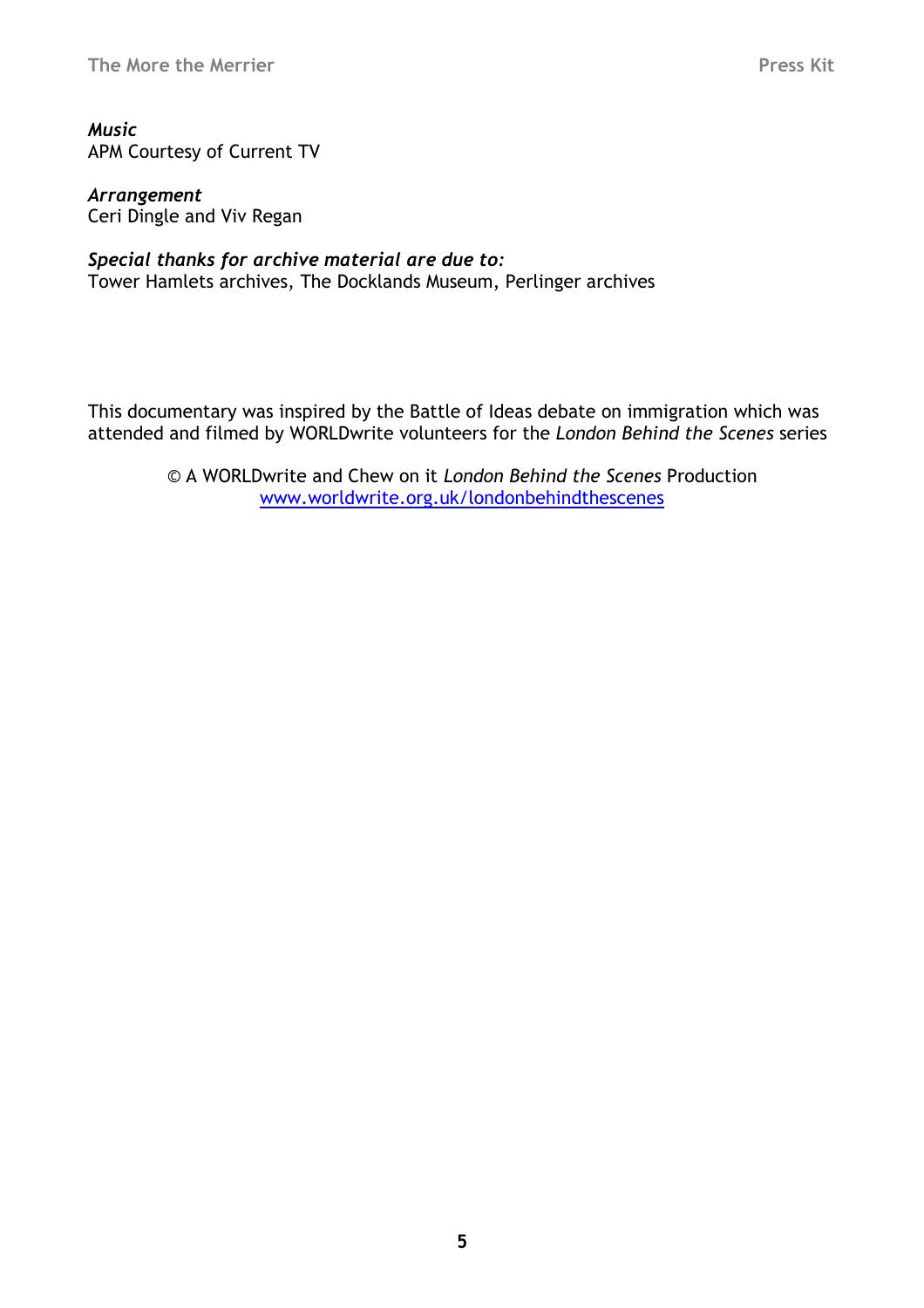***Music***
APM Courtesy of Current TV

***Arrangement***
Ceri Dingle and Viv Regan

***Special thanks for archive material are due to:***
Tower Hamlets archives, The Docklands Museum, Perlinger archives

This documentary was inspired by the Battle of Ideas debate on immigration which was attended and filmed by WORLDwrite volunteers for the *London Behind the Scenes* series

© A WORLDwrite and Chew on it *London Behind the Scenes* Production
[www.worldwrite.org.uk/londonbehindthescenes](http://www.worldwrite.org.uk/londonbehindthescenes)